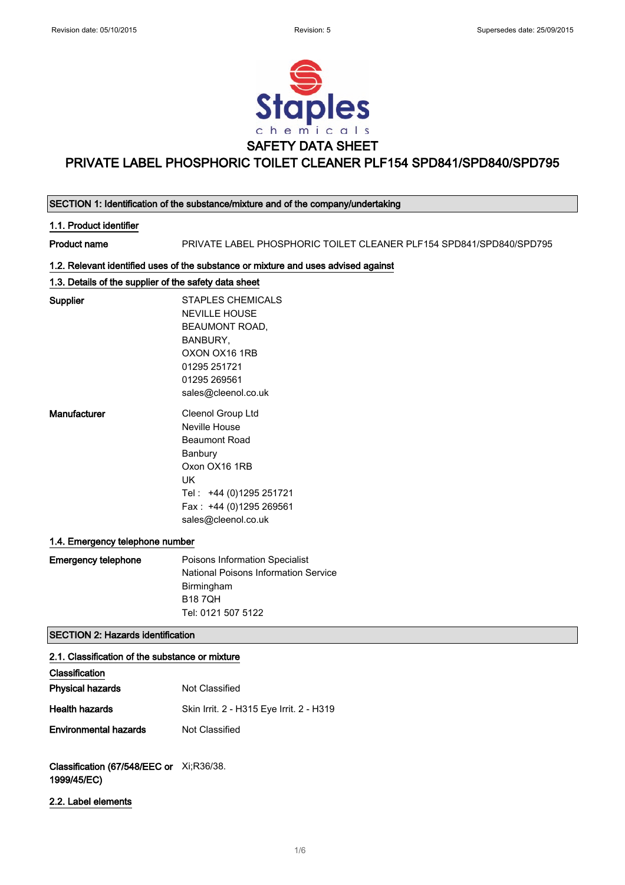Revision date: 05/10/2015 Revision: 5 Supersedes date: 25/09/2015

Staples chemicals

# SAFETY DATA SHEET

# PRIVATE LABEL PHOSPHORIC TOILET CLEANER PLF154 SPD841/SPD840/SPD795

## SECTION 1: Identification of the substance/mixture and of the company/undertaking

### 1.1. Product identifier

**Product name** PRIVATE LABEL PHOSPHORIC TOILET CLEANER PLF154 SPD841/SPD840/SPD795

### 1.2. Relevant identified uses of the substance or mixture and uses advised against

### 1.3. Details of the supplier of the safety data sheet

**Supplier**
STAPLES CHEMICALS
NEVILLE HOUSE
BEAUMONT ROAD,
BANBURY,
OXON OX16 1RB
01295 251721
01295 269561
sales@cleenol.co.uk

**Manufacturer**
Cleenol Group Ltd
Neville House
Beaumont Road
Banbury
Oxon OX16 1RB
UK
Tel : +44 (0)1295 251721
Fax : +44 (0)1295 269561
sales@cleenol.co.uk

### 1.4. Emergency telephone number

**Emergency telephone**
Poisons Information Specialist
National Poisons Information Service
Birmingham
B18 7QH
Tel: 0121 507 5122

## SECTION 2: Hazards identification

### 2.1. Classification of the substance or mixture

**Classification**

**Physical hazards** Not Classified

**Health hazards** Skin Irrit. 2 - H315 Eye Irrit. 2 - H319

**Environmental hazards** Not Classified

**Classification (67/548/EEC or 1999/45/EC)** Xi;R36/38.

### 2.2. Label elements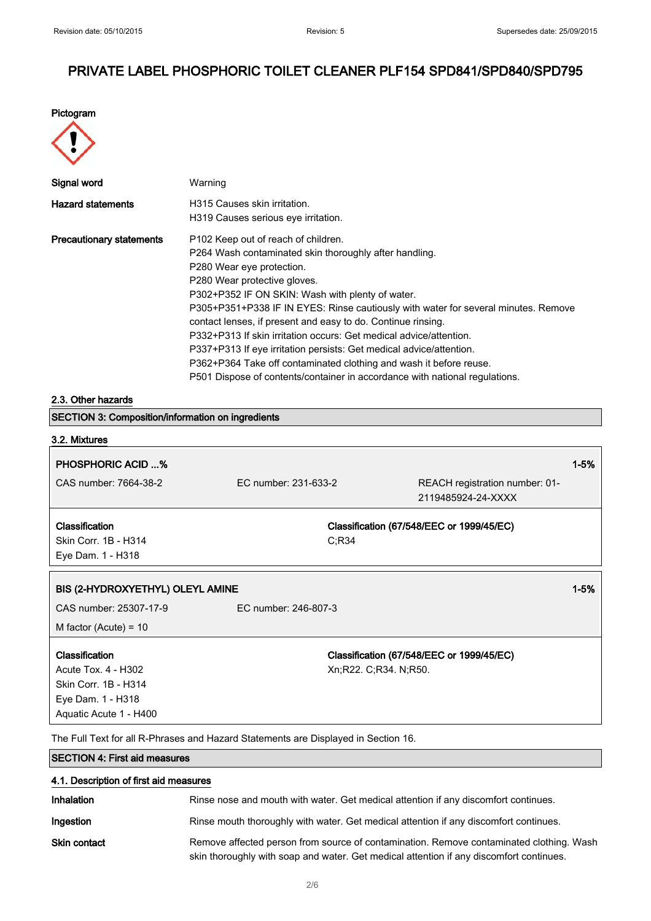# PRIVATE LABEL PHOSPHORIC TOILET CLEANER PLF154 SPD841/SPD840/SPD795

**Pictogram**

**Signal word** Warning

**Hazard statements**
H315 Causes skin irritation.
H319 Causes serious eye irritation.

**Precautionary statements**
P102 Keep out of reach of children.
P264 Wash contaminated skin thoroughly after handling.
P280 Wear eye protection.
P280 Wear protective gloves.
P302+P352 IF ON SKIN: Wash with plenty of water.
P305+P351+P338 IF IN EYES: Rinse cautiously with water for several minutes. Remove contact lenses, if present and easy to do. Continue rinsing.
P332+P313 If skin irritation occurs: Get medical advice/attention.
P337+P313 If eye irritation persists: Get medical advice/attention.
P362+P364 Take off contaminated clothing and wash it before reuse.
P501 Dispose of contents/container in accordance with national regulations.

### 2.3. Other hazards

## SECTION 3: Composition/information on ingredients

### 3.2. Mixtures

**PHOSPHORIC ACID ...%** 1-5%

CAS number: 7664-38-2 | EC number: 231-633-2 | REACH registration number: 01-2119485924-24-XXXX

**Classification**
Skin Corr. 1B - H314
Eye Dam. 1 - H318

**Classification (67/548/EEC or 1999/45/EC)**
C;R34

**BIS (2-HYDROXYETHYL) OLEYL AMINE** 1-5%

CAS number: 25307-17-9 | EC number: 246-807-3

M factor (Acute) = 10

**Classification**
Acute Tox. 4 - H302
Skin Corr. 1B - H314
Eye Dam. 1 - H318
Aquatic Acute 1 - H400

**Classification (67/548/EEC or 1999/45/EC)**
Xn;R22. C;R34. N;R50.

The Full Text for all R-Phrases and Hazard Statements are Displayed in Section 16.

## SECTION 4: First aid measures

### 4.1. Description of first aid measures

**Inhalation** Rinse nose and mouth with water. Get medical attention if any discomfort continues.

**Ingestion** Rinse mouth thoroughly with water. Get medical attention if any discomfort continues.

**Skin contact** Remove affected person from source of contamination. Remove contaminated clothing. Wash skin thoroughly with soap and water. Get medical attention if any discomfort continues.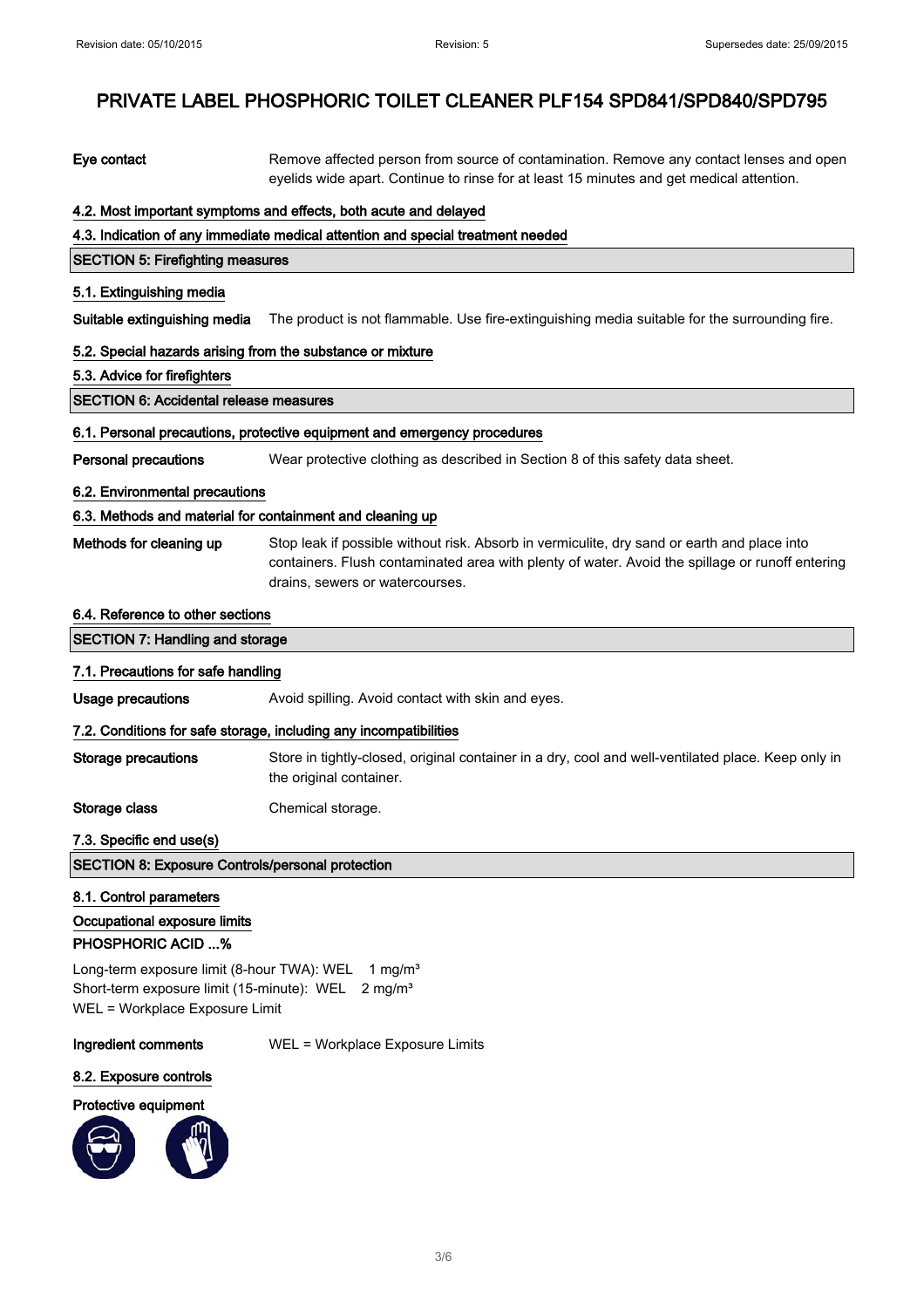**Eye contact** Remove affected person from source of contamination. Remove any contact lenses and open eyelids wide apart. Continue to rinse for at least 15 minutes and get medical attention.

### 4.2. Most important symptoms and effects, both acute and delayed

### 4.3. Indication of any immediate medical attention and special treatment needed

## SECTION 5: Firefighting measures

### 5.1. Extinguishing media

**Suitable extinguishing media** The product is not flammable. Use fire-extinguishing media suitable for the surrounding fire.

### 5.2. Special hazards arising from the substance or mixture

### 5.3. Advice for firefighters

## SECTION 6: Accidental release measures

### 6.1. Personal precautions, protective equipment and emergency procedures

**Personal precautions** Wear protective clothing as described in Section 8 of this safety data sheet.

### 6.2. Environmental precautions

### 6.3. Methods and material for containment and cleaning up

**Methods for cleaning up** Stop leak if possible without risk. Absorb in vermiculite, dry sand or earth and place into containers. Flush contaminated area with plenty of water. Avoid the spillage or runoff entering drains, sewers or watercourses.

### 6.4. Reference to other sections

## SECTION 7: Handling and storage

### 7.1. Precautions for safe handling

**Usage precautions** Avoid spilling. Avoid contact with skin and eyes.

### 7.2. Conditions for safe storage, including any incompatibilities

**Storage precautions** Store in tightly-closed, original container in a dry, cool and well-ventilated place. Keep only in the original container.

**Storage class** Chemical storage.

### 7.3. Specific end use(s)

## SECTION 8: Exposure Controls/personal protection

### 8.1. Control parameters

### Occupational exposure limits

**PHOSPHORIC ACID ...%**

Long-term exposure limit (8-hour TWA): WEL 1 mg/m³
Short-term exposure limit (15-minute): WEL 2 mg/m³
WEL = Workplace Exposure Limit

**Ingredient comments** WEL = Workplace Exposure Limits

### 8.2. Exposure controls

**Protective equipment**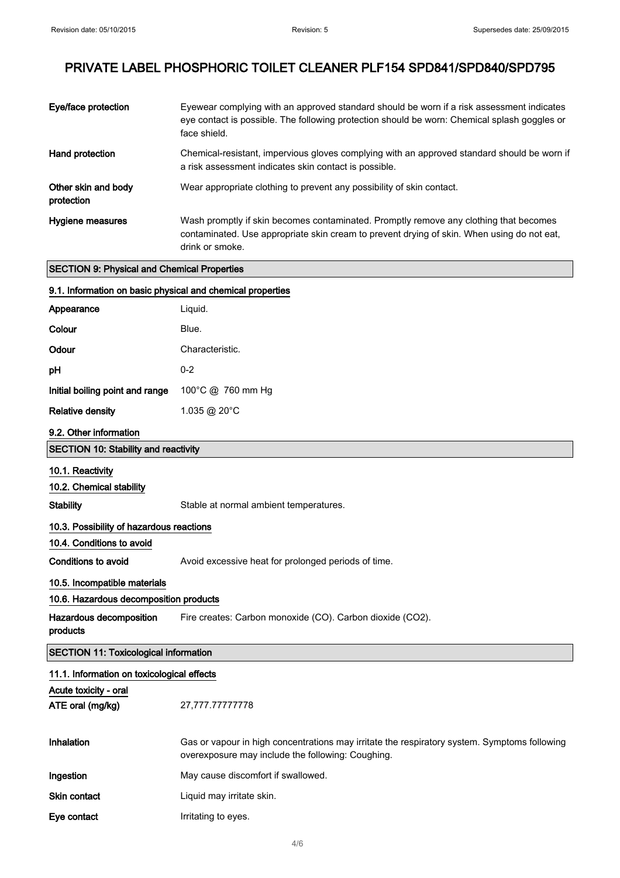# PRIVATE LABEL PHOSPHORIC TOILET CLEANER PLF154 SPD841/SPD840/SPD795

| | |
|---|---|
| **Eye/face protection** | Eyewear complying with an approved standard should be worn if a risk assessment indicates eye contact is possible. The following protection should be worn: Chemical splash goggles or face shield. |
| **Hand protection** | Chemical-resistant, impervious gloves complying with an approved standard should be worn if a risk assessment indicates skin contact is possible. |
| **Other skin and body protection** | Wear appropriate clothing to prevent any possibility of skin contact. |
| **Hygiene measures** | Wash promptly if skin becomes contaminated. Promptly remove any clothing that becomes contaminated. Use appropriate skin cream to prevent drying of skin. When using do not eat, drink or smoke. |

## SECTION 9: Physical and Chemical Properties

### 9.1. Information on basic physical and chemical properties

| | |
|---|---|
| **Appearance** | Liquid. |
| **Colour** | Blue. |
| **Odour** | Characteristic. |
| **pH** | 0-2 |
| **Initial boiling point and range** | 100°C @ 760 mm Hg |
| **Relative density** | 1.035 @ 20°C |

### 9.2. Other information

## SECTION 10: Stability and reactivity

### 10.1. Reactivity

### 10.2. Chemical stability

| | |
|---|---|
| **Stability** | Stable at normal ambient temperatures. |

### 10.3. Possibility of hazardous reactions

### 10.4. Conditions to avoid

| | |
|---|---|
| **Conditions to avoid** | Avoid excessive heat for prolonged periods of time. |

### 10.5. Incompatible materials

### 10.6. Hazardous decomposition products

| | |
|---|---|
| **Hazardous decomposition products** | Fire creates: Carbon monoxide (CO). Carbon dioxide ($CO_2$). |

## SECTION 11: Toxicological information

### 11.1. Information on toxicological effects

**Acute toxicity - oral**

| | |
|---|---|
| **ATE oral (mg/kg)** | 27,777.77777778 |
| **Inhalation** | Gas or vapour in high concentrations may irritate the respiratory system. Symptoms following overexposure may include the following: Coughing. |
| **Ingestion** | May cause discomfort if swallowed. |
| **Skin contact** | Liquid may irritate skin. |
| **Eye contact** | Irritating to eyes. |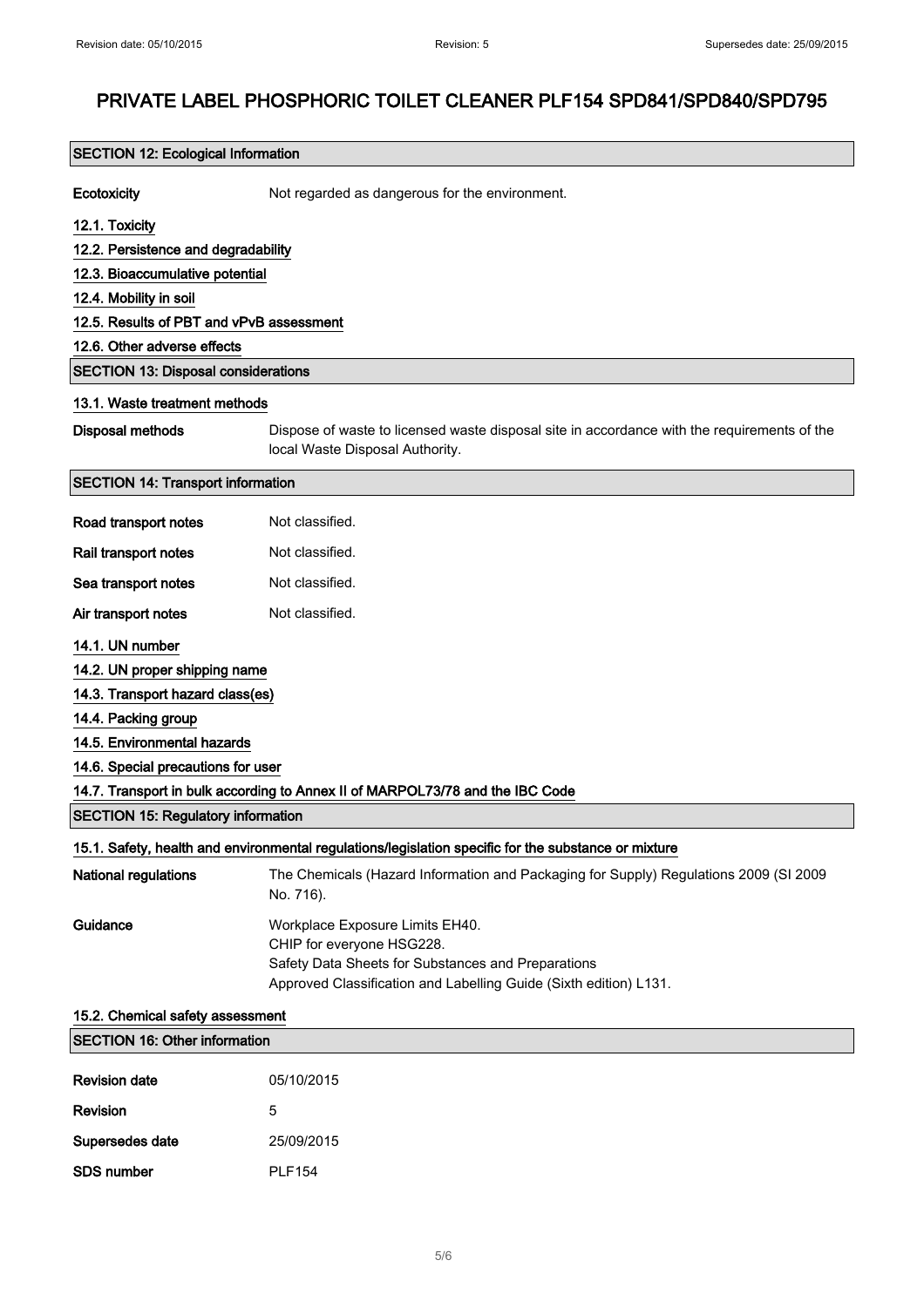# PRIVATE LABEL PHOSPHORIC TOILET CLEANER PLF154 SPD841/SPD840/SPD795

## SECTION 12: Ecological Information

**Ecotoxicity** Not regarded as dangerous for the environment.

### 12.1. Toxicity

### 12.2. Persistence and degradability

### 12.3. Bioaccumulative potential

### 12.4. Mobility in soil

### 12.5. Results of PBT and vPvB assessment

### 12.6. Other adverse effects

## SECTION 13: Disposal considerations

### 13.1. Waste treatment methods

**Disposal methods** Dispose of waste to licensed waste disposal site in accordance with the requirements of the local Waste Disposal Authority.

## SECTION 14: Transport information

**Road transport notes** Not classified.

**Rail transport notes** Not classified.

**Sea transport notes** Not classified.

**Air transport notes** Not classified.

### 14.1. UN number

### 14.2. UN proper shipping name

### 14.3. Transport hazard class(es)

### 14.4. Packing group

### 14.5. Environmental hazards

### 14.6. Special precautions for user

### 14.7. Transport in bulk according to Annex II of MARPOL73/78 and the IBC Code

## SECTION 15: Regulatory information

### 15.1. Safety, health and environmental regulations/legislation specific for the substance or mixture

**National regulations** The Chemicals (Hazard Information and Packaging for Supply) Regulations 2009 (SI 2009 No. 716).

**Guidance** Workplace Exposure Limits EH40.
CHIP for everyone HSG228.
Safety Data Sheets for Substances and Preparations
Approved Classification and Labelling Guide (Sixth edition) L131.

### 15.2. Chemical safety assessment

## SECTION 16: Other information

**Revision date** 05/10/2015

**Revision** 5

**Supersedes date** 25/09/2015

**SDS number** PLF154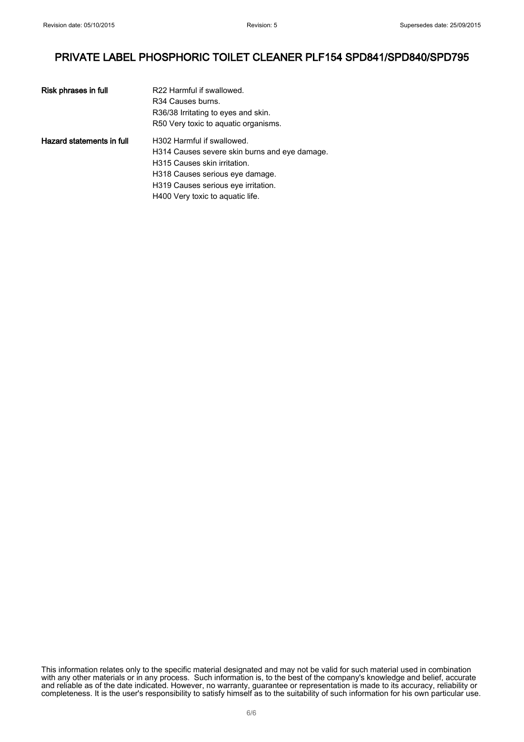| | |
|---|---|
| **Risk phrases in full** | R22 Harmful if swallowed.<br>R34 Causes burns.<br>R36/38 Irritating to eyes and skin.<br>R50 Very toxic to aquatic organisms. |
| **Hazard statements in full** | H302 Harmful if swallowed.<br>H314 Causes severe skin burns and eye damage.<br>H315 Causes skin irritation.<br>H318 Causes serious eye damage.<br>H319 Causes serious eye irritation.<br>H400 Very toxic to aquatic life. |

This information relates only to the specific material designated and may not be valid for such material used in combination with any other materials or in any process. Such information is, to the best of the company's knowledge and belief, accurate and reliable as of the date indicated. However, no warranty, guarantee or representation is made to its accuracy, reliability or completeness. It is the user's responsibility to satisfy himself as to the suitability of such information for his own particular use.